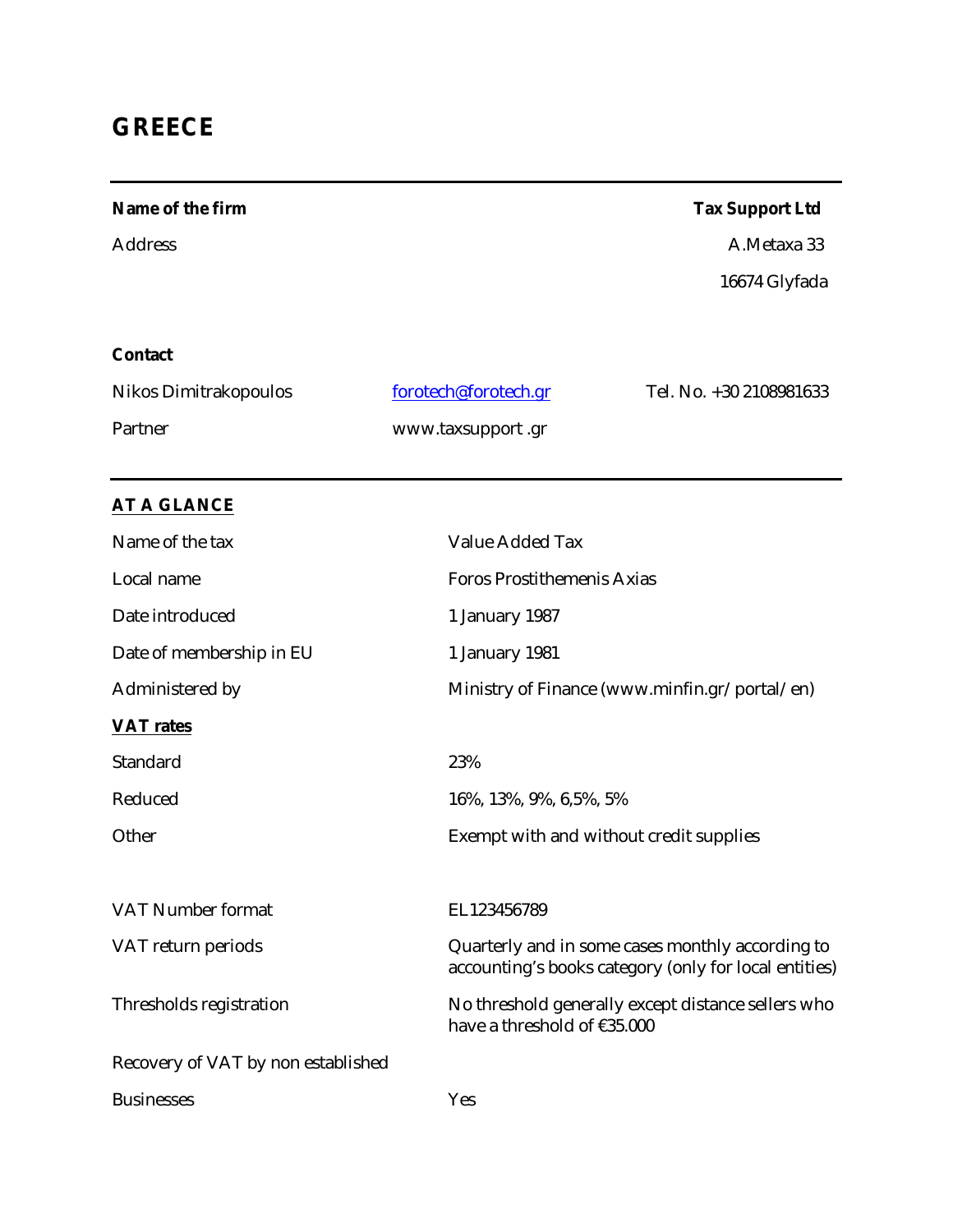# GREECE

| | | |
|---|---|---|
| **Name of the firm** | | **Tax Support Ltd** |
| Address | | A.Metaxa 33 |
| | | 16674 Glyfada |

**Contact**

| | | |
|---|---|---|
| Nikos Dimitrakopoulos | forotech@forotech.gr | Tel. No. +30 2108981633 |
| Partner | www.taxsupport .gr | |

## AT A GLANCE

| | |
|---|---|
| Name of the tax | Value Added Tax |
| Local name | Foros Prostithemenis Axias |
| Date introduced | 1 January 1987 |
| Date of membership in EU | 1 January 1981 |
| Administered by | Ministry of Finance (www.minfin.gr/portal/en) |
| **VAT rates** | |
| Standard | 23% |
| Reduced | 16%, 13%, 9%, 6,5%, 5% |
| Other | Exempt with and without credit supplies |
| VAT Number format | EL123456789 |
| VAT return periods | Quarterly and in some cases monthly according to accounting's books category (only for local entities) |
| Thresholds registration | No threshold generally except distance sellers who have a threshold of €35.000 |
| Recovery of VAT by non established Businesses | Yes |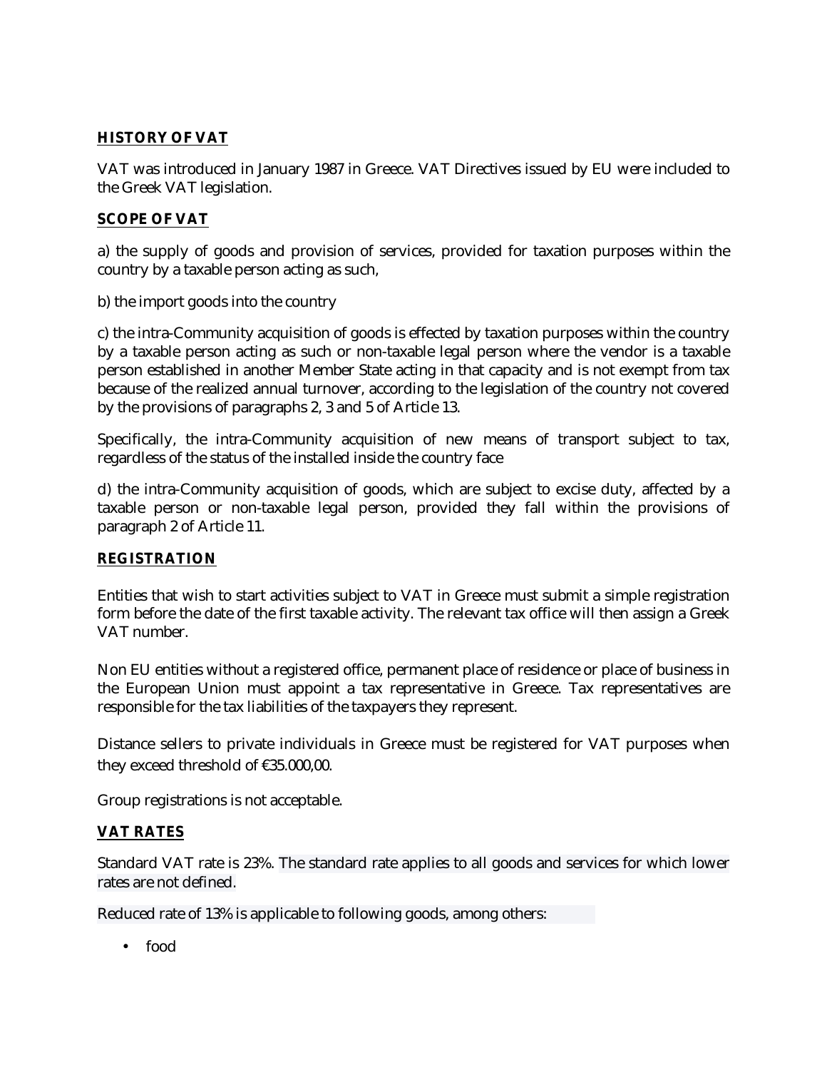## HISTORY OF VAT

VAT was introduced in January 1987 in Greece. VAT Directives issued by EU were included to the Greek VAT legislation.

## SCOPE OF VAT

a) the supply of goods and provision of services, provided for taxation purposes within the country by a taxable person acting as such,

b) the import goods into the country

c) the intra-Community acquisition of goods is effected by taxation purposes within the country by a taxable person acting as such or non-taxable legal person where the vendor is a taxable person established in another Member State acting in that capacity and is not exempt from tax because of the realized annual turnover, according to the legislation of the country not covered by the provisions of paragraphs 2, 3 and 5 of Article 13.

Specifically, the intra-Community acquisition of new means of transport subject to tax, regardless of the status of the installed inside the country face

d) the intra-Community acquisition of goods, which are subject to excise duty, affected by a taxable person or non-taxable legal person, provided they fall within the provisions of paragraph 2 of Article 11.

## REGISTRATION

Entities that wish to start activities subject to VAT in Greece must submit a simple registration form before the date of the first taxable activity. The relevant tax office will then assign a Greek VAT number.

Non EU entities without a registered office, permanent place of residence or place of business in the European Union must appoint a tax representative in Greece. Tax representatives are responsible for the tax liabilities of the taxpayers they represent.

Distance sellers to private individuals in Greece must be registered for VAT purposes when they exceed threshold of €35.000,00.

Group registrations is not acceptable.

## VAT RATES

Standard VAT rate is 23%. The standard rate applies to all goods and services for which lower rates are not defined.

Reduced rate of 13% is applicable to following goods, among others:

- food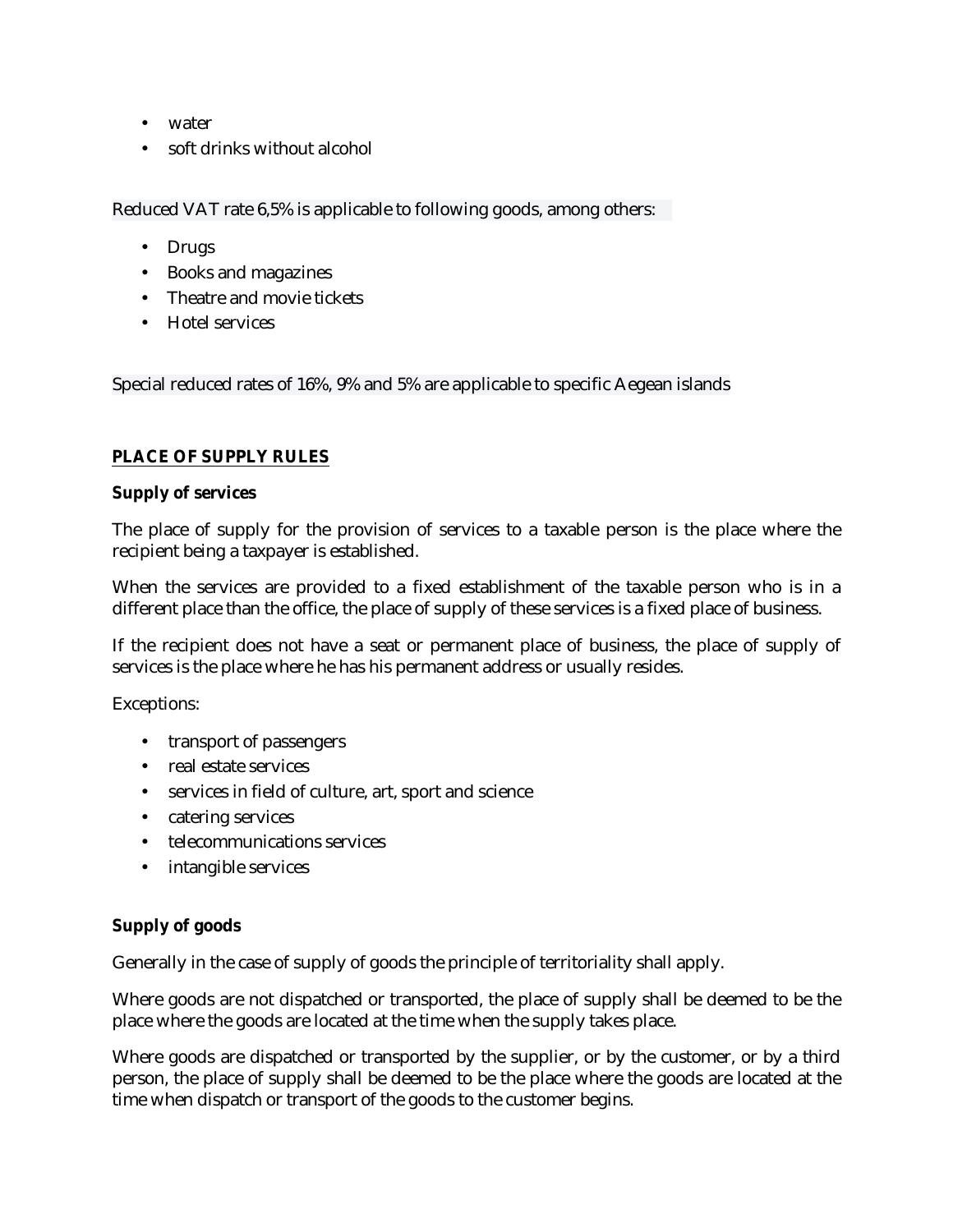- water
- soft drinks without alcohol

Reduced VAT rate 6,5% is applicable to following goods, among others:

- Drugs
- Books and magazines
- Theatre and movie tickets
- Hotel services

Special reduced rates of 16%, 9% and 5% are applicable to specific Aegean islands

## PLACE OF SUPPLY RULES

**Supply of services**

The place of supply for the provision of services to a taxable person is the place where the recipient being a taxpayer is established.

When the services are provided to a fixed establishment of the taxable person who is in a different place than the office, the place of supply of these services is a fixed place of business.

If the recipient does not have a seat or permanent place of business, the place of supply of services is the place where he has his permanent address or usually resides.

Exceptions:

- transport of passengers
- real estate services
- services in field of culture, art, sport and science
- catering services
- telecommunications services
- intangible services

**Supply of goods**

Generally in the case of supply of goods the principle of territoriality shall apply.

Where goods are not dispatched or transported, the place of supply shall be deemed to be the place where the goods are located at the time when the supply takes place.

Where goods are dispatched or transported by the supplier, or by the customer, or by a third person, the place of supply shall be deemed to be the place where the goods are located at the time when dispatch or transport of the goods to the customer begins.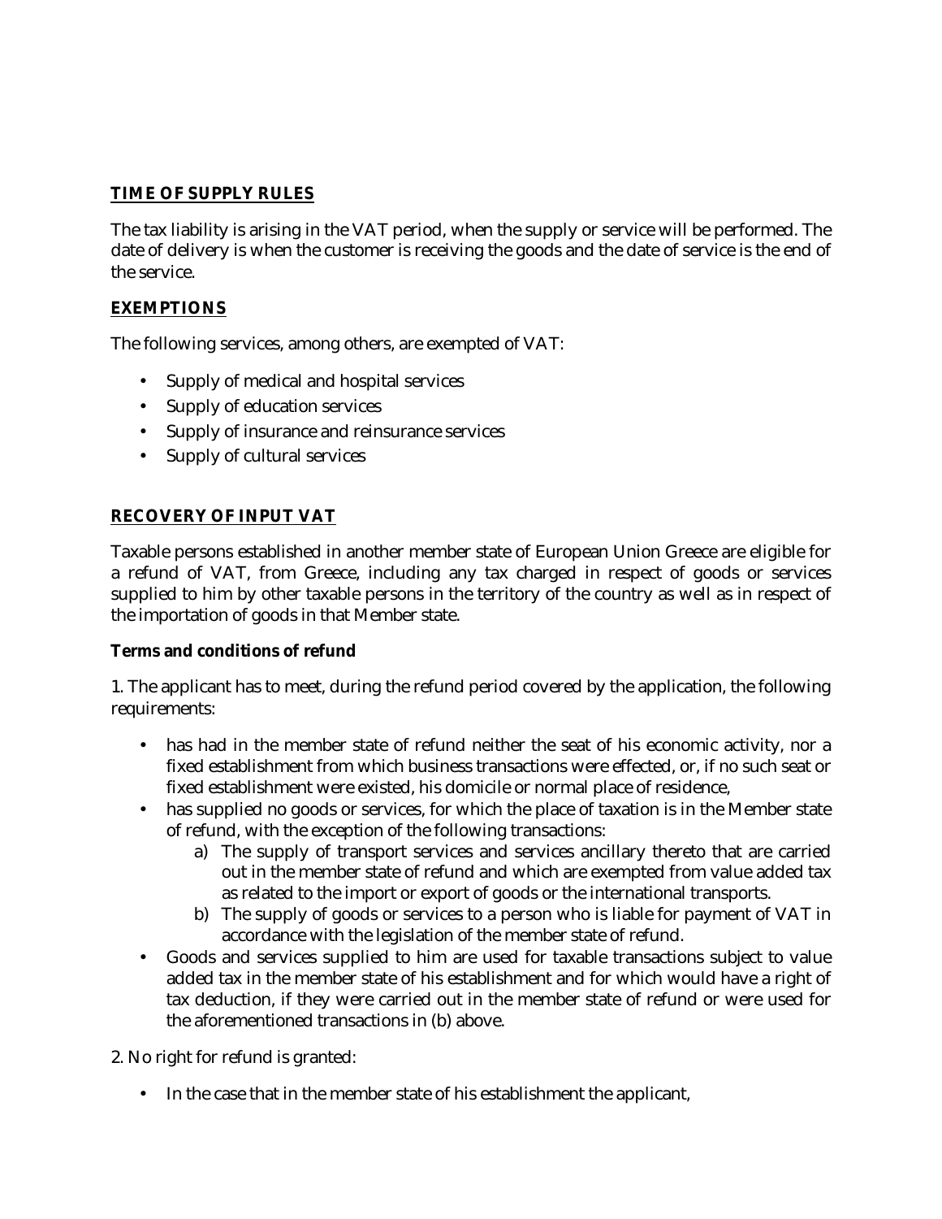## TIME OF SUPPLY RULES

The tax liability is arising in the VAT period, when the supply or service will be performed. The date of delivery is when the customer is receiving the goods and the date of service is the end of the service.

## EXEMPTIONS

The following services, among others, are exempted of VAT:

- Supply of medical and hospital services
- Supply of education services
- Supply of insurance and reinsurance services
- Supply of cultural services

## RECOVERY OF INPUT VAT

Taxable persons established in another member state of European Union Greece are eligible for a refund of VAT, from Greece, including any tax charged in respect of goods or services supplied to him by other taxable persons in the territory of the country as well as in respect of the importation of goods in that Member state.

**Terms and conditions of refund**

1. The applicant has to meet, during the refund period covered by the application, the following requirements:

- has had in the member state of refund neither the seat of his economic activity, nor a fixed establishment from which business transactions were effected, or, if no such seat or fixed establishment were existed, his domicile or normal place of residence,
- has supplied no goods or services, for which the place of taxation is in the Member state of refund, with the exception of the following transactions:
    a) The supply of transport services and services ancillary thereto that are carried out in the member state of refund and which are exempted from value added tax as related to the import or export of goods or the international transports.
    b) The supply of goods or services to a person who is liable for payment of VAT in accordance with the legislation of the member state of refund.
- Goods and services supplied to him are used for taxable transactions subject to value added tax in the member state of his establishment and for which would have a right of tax deduction, if they were carried out in the member state of refund or were used for the aforementioned transactions in (b) above.

2. No right for refund is granted:

- In the case that in the member state of his establishment the applicant,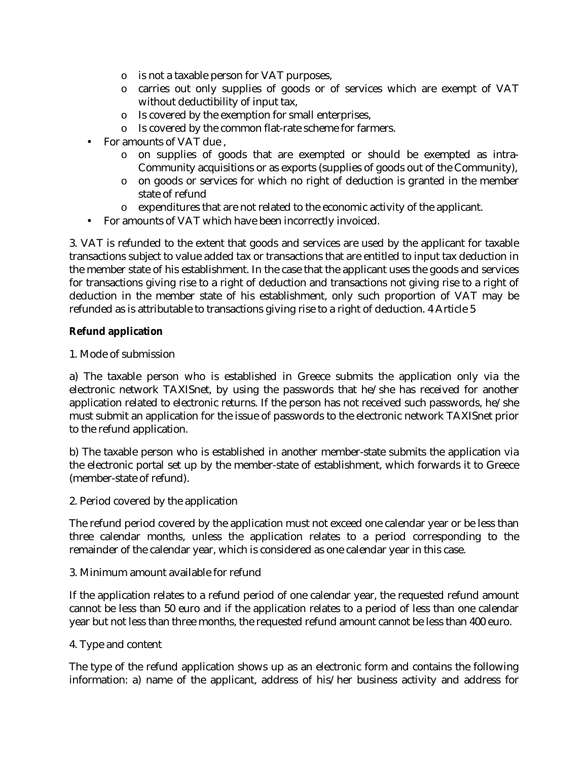- is not a taxable person for VAT purposes,
  - carries out only supplies of goods or of services which are exempt of VAT without deductibility of input tax,
  - Is covered by the exemption for small enterprises,
  - Is covered by the common flat-rate scheme for farmers.
- For amounts of VAT due ,
  - on supplies of goods that are exempted or should be exempted as intra-Community acquisitions or as exports (supplies of goods out of the Community),
  - on goods or services for which no right of deduction is granted in the member state of refund
  - expenditures that are not related to the economic activity of the applicant.
- For amounts of VAT which have been incorrectly invoiced.

3. VAT is refunded to the extent that goods and services are used by the applicant for taxable transactions subject to value added tax or transactions that are entitled to input tax deduction in the member state of his establishment. In the case that the applicant uses the goods and services for transactions giving rise to a right of deduction and transactions not giving rise to a right of deduction in the member state of his establishment, only such proportion of VAT may be refunded as is attributable to transactions giving rise to a right of deduction. 4 Article 5

**Refund application**

1. Mode of submission

a) The taxable person who is established in Greece submits the application only via the electronic network TAXISnet, by using the passwords that he/she has received for another application related to electronic returns. If the person has not received such passwords, he/she must submit an application for the issue of passwords to the electronic network TAXISnet prior to the refund application.

b) The taxable person who is established in another member-state submits the application via the electronic portal set up by the member-state of establishment, which forwards it to Greece (member-state of refund).

2. Period covered by the application

The refund period covered by the application must not exceed one calendar year or be less than three calendar months, unless the application relates to a period corresponding to the remainder of the calendar year, which is considered as one calendar year in this case.

3. Minimum amount available for refund

If the application relates to a refund period of one calendar year, the requested refund amount cannot be less than 50 euro and if the application relates to a period of less than one calendar year but not less than three months, the requested refund amount cannot be less than 400 euro.

4. Type and content

The type of the refund application shows up as an electronic form and contains the following information: a) name of the applicant, address of his/her business activity and address for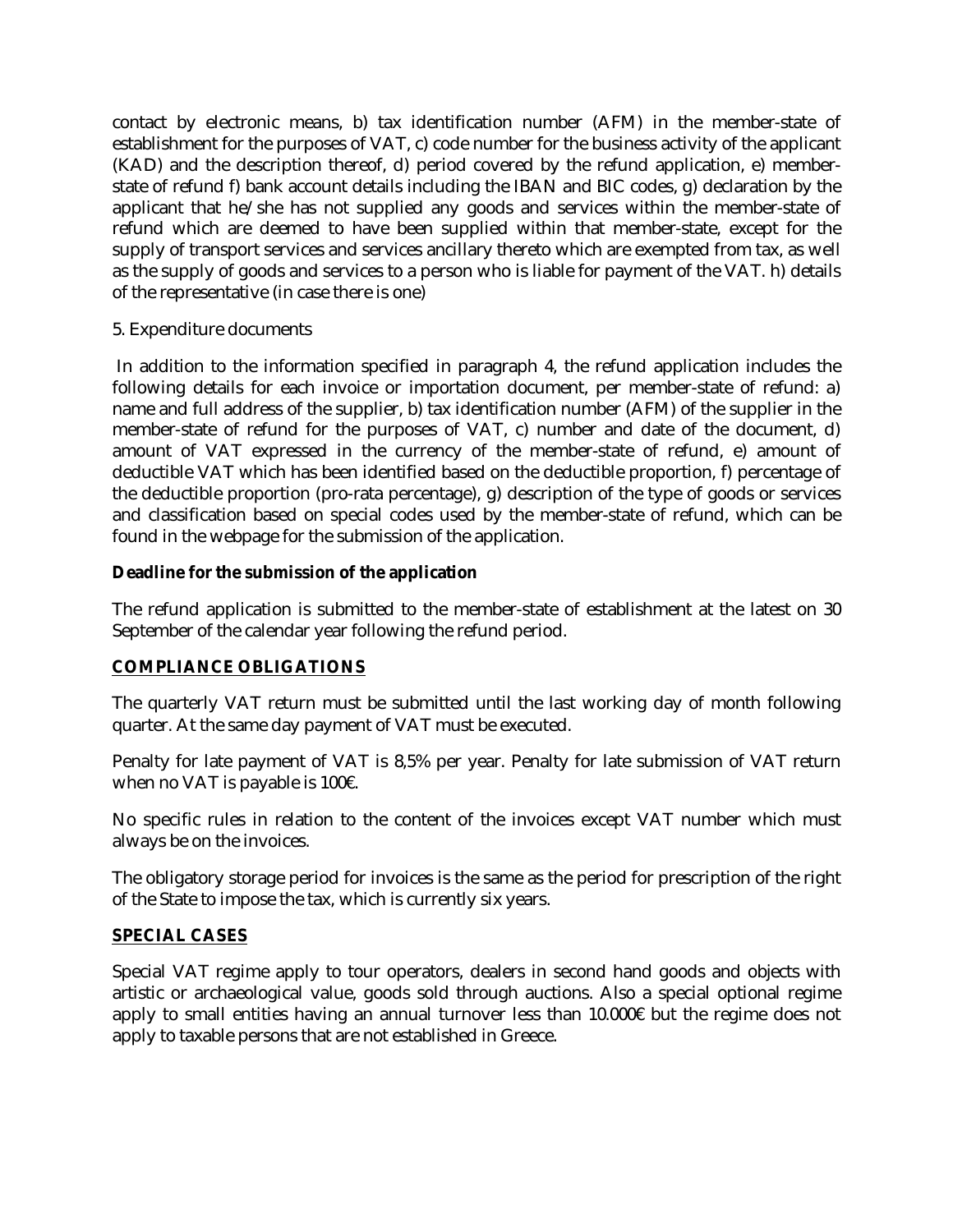contact by electronic means, b) tax identification number (AFM) in the member-state of establishment for the purposes of VAT, c) code number for the business activity of the applicant (KAD) and the description thereof, d) period covered by the refund application, e) member-state of refund f) bank account details including the IBAN and BIC codes, g) declaration by the applicant that he/she has not supplied any goods and services within the member-state of refund which are deemed to have been supplied within that member-state, except for the supply of transport services and services ancillary thereto which are exempted from tax, as well as the supply of goods and services to a person who is liable for payment of the VAT. h) details of the representative (in case there is one)

5. Expenditure documents

In addition to the information specified in paragraph 4, the refund application includes the following details for each invoice or importation document, per member-state of refund: a) name and full address of the supplier, b) tax identification number (AFM) of the supplier in the member-state of refund for the purposes of VAT, c) number and date of the document, d) amount of VAT expressed in the currency of the member-state of refund, e) amount of deductible VAT which has been identified based on the deductible proportion, f) percentage of the deductible proportion (pro-rata percentage), g) description of the type of goods or services and classification based on special codes used by the member-state of refund, which can be found in the webpage for the submission of the application.

**Deadline for the submission of the application**

The refund application is submitted to the member-state of establishment at the latest on 30 September of the calendar year following the refund period.

## COMPLIANCE OBLIGATIONS

The quarterly VAT return must be submitted until the last working day of month following quarter. At the same day payment of VAT must be executed.

Penalty for late payment of VAT is 8,5% per year. Penalty for late submission of VAT return when no VAT is payable is 100€.

No specific rules in relation to the content of the invoices except VAT number which must always be on the invoices.

The obligatory storage period for invoices is the same as the period for prescription of the right of the State to impose the tax, which is currently six years.

## SPECIAL CASES

Special VAT regime apply to tour operators, dealers in second hand goods and objects with artistic or archaeological value, goods sold through auctions. Also a special optional regime apply to small entities having an annual turnover less than 10.000€ but the regime does not apply to taxable persons that are not established in Greece.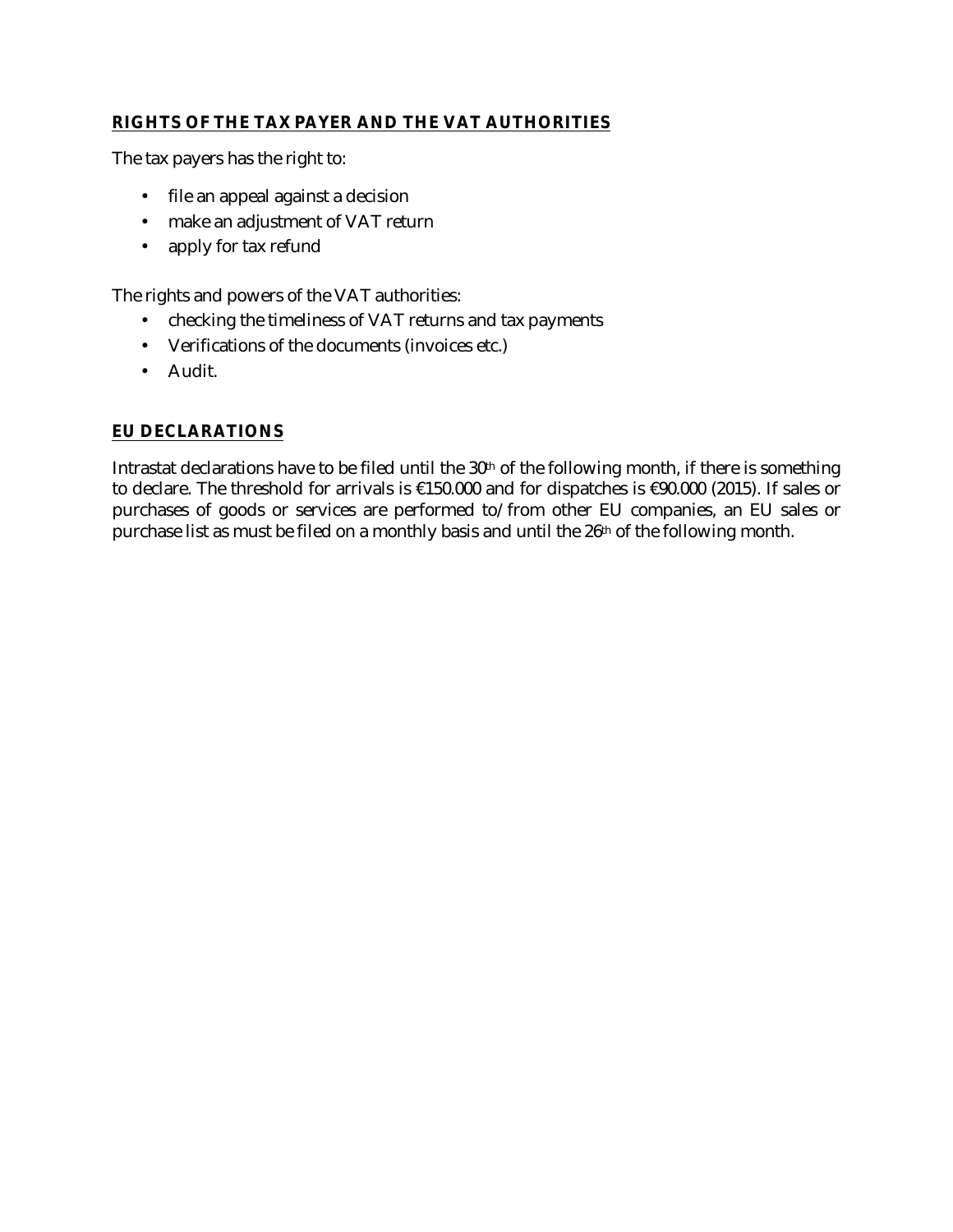## RIGHTS OF THE TAX PAYER AND THE VAT AUTHORITIES

The tax payers has the right to:

- file an appeal against a decision
- make an adjustment of VAT return
- apply for tax refund

The rights and powers of the VAT authorities:

- checking the timeliness of VAT returns and tax payments
- Verifications of the documents (invoices etc.)
- Audit.

## EU DECLARATIONS

Intrastat declarations have to be filed until the 30th of the following month, if there is something to declare. The threshold for arrivals is €150.000 and for dispatches is €90.000 (2015). If sales or purchases of goods or services are performed to/from other EU companies, an EU sales or purchase list as must be filed on a monthly basis and until the 26th of the following month.